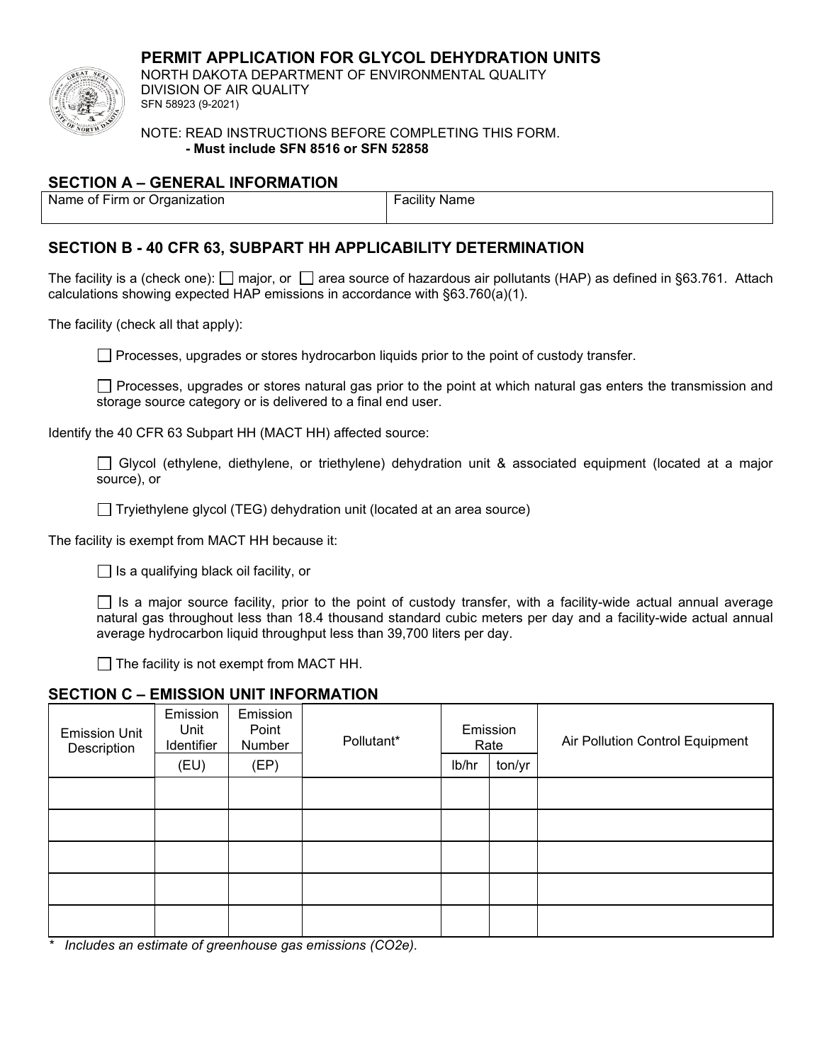# PERMIT APPLICATION FOR GLYCOL DEHYDRATION UNITS

NORTH DAKOTA DEPARTMENT OF ENVIRONMENTAL QUALITY
DIVISION OF AIR QUALITY
SFN 58923 (9-2021)

NOTE: READ INSTRUCTIONS BEFORE COMPLETING THIS FORM.
**- Must include SFN 8516 or SFN 52858**

## SECTION A – GENERAL INFORMATION

| Name of Firm or Organization | Facility Name |
|---|---|
| | |

## SECTION B - 40 CFR 63, SUBPART HH APPLICABILITY DETERMINATION

The facility is a (check one): ☐ major, or ☐ area source of hazardous air pollutants (HAP) as defined in §63.761. Attach calculations showing expected HAP emissions in accordance with §63.760(a)(1).

The facility (check all that apply):

☐ Processes, upgrades or stores hydrocarbon liquids prior to the point of custody transfer.

☐ Processes, upgrades or stores natural gas prior to the point at which natural gas enters the transmission and storage source category or is delivered to a final end user.

Identify the 40 CFR 63 Subpart HH (MACT HH) affected source:

☐ Glycol (ethylene, diethylene, or triethylene) dehydration unit & associated equipment (located at a major source), or

☐ Tryiethylene glycol (TEG) dehydration unit (located at an area source)

The facility is exempt from MACT HH because it:

☐ Is a qualifying black oil facility, or

☐ Is a major source facility, prior to the point of custody transfer, with a facility-wide actual annual average natural gas throughout less than 18.4 thousand standard cubic meters per day and a facility-wide actual annual average hydrocarbon liquid throughput less than 39,700 liters per day.

☐ The facility is not exempt from MACT HH.

## SECTION C – EMISSION UNIT INFORMATION

| Emission Unit Description | Emission Unit Identifier | Emission Point Number | Pollutant* | Emission Rate | | Air Pollution Control Equipment |
|---|---|---|---|---|---|---|
| | (EU) | (EP) | | lb/hr | ton/yr | |
| | | | | | | |
| | | | | | | |
| | | | | | | |
| | | | | | | |
| | | | | | | |

*\* Includes an estimate of greenhouse gas emissions (CO2e).*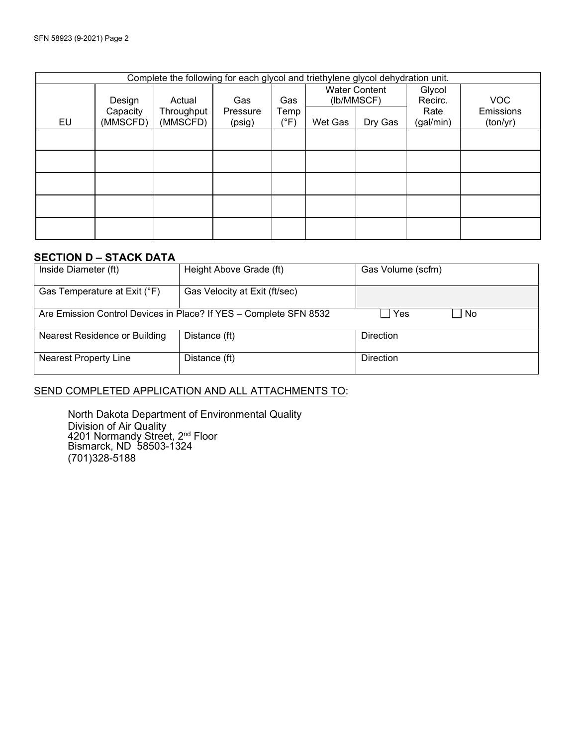| Complete the following for each glycol and triethylene glycol dehydration unit. | | | | | | | | |
|---|---|---|---|---|---|---|---|---|
| EU | Design Capacity (MMSCFD) | Actual Throughput (MMSCFD) | Gas Pressure (psig) | Gas Temp (°F) | Water Content (lb/MMSCF) | | Glycol Recirc. Rate (gal/min) | VOC Emissions (ton/yr) |
| | | | | | Wet Gas | Dry Gas | | |
| | | | | | | | | |
| | | | | | | | | |
| | | | | | | | | |
| | | | | | | | | |
| | | | | | | | | |

## SECTION D – STACK DATA

| | | |
|---|---|---|
| Inside Diameter (ft) | Height Above Grade (ft) | Gas Volume (scfm) |
| Gas Temperature at Exit (°F) | Gas Velocity at Exit (ft/sec) | |
| Are Emission Control Devices in Place? If YES – Complete SFN 8532 | | ☐ Yes ☐ No |
| Nearest Residence or Building | Distance (ft) | Direction |
| Nearest Property Line | Distance (ft) | Direction |

SEND COMPLETED APPLICATION AND ALL ATTACHMENTS TO:

North Dakota Department of Environmental Quality
Division of Air Quality
4201 Normandy Street, 2nd Floor
Bismarck, ND 58503-1324
(701)328-5188